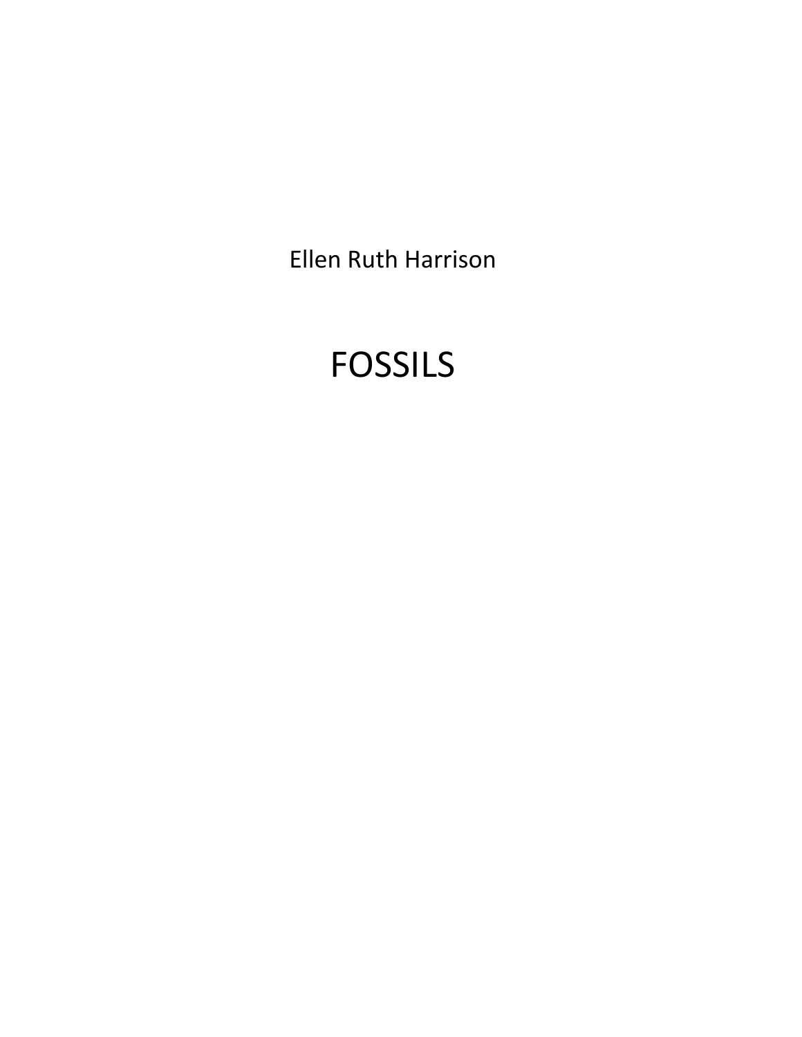Ellen Ruth Harrison

# FOSSILS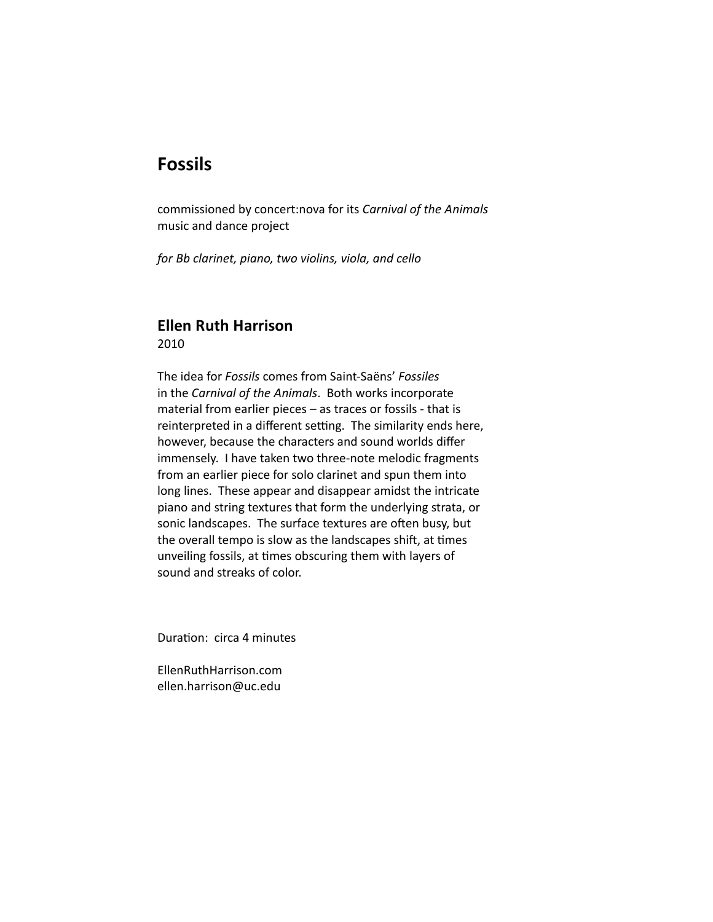# Fossils

commissioned by concert:nova for its *Carnival of the Animals* music and dance project

*for Bb clarinet, piano, two violins, viola, and cello*

## Ellen Ruth Harrison

2010

The idea for *Fossils* comes from Saint-Saëns' *Fossiles* in the *Carnival of the Animals*. Both works incorporate material from earlier pieces – as traces or fossils - that is reinterpreted in a different setting. The similarity ends here, however, because the characters and sound worlds differ immensely. I have taken two three-note melodic fragments from an earlier piece for solo clarinet and spun them into long lines. These appear and disappear amidst the intricate piano and string textures that form the underlying strata, or sonic landscapes. The surface textures are often busy, but the overall tempo is slow as the landscapes shift, at times unveiling fossils, at times obscuring them with layers of sound and streaks of color.

Duration: circa 4 minutes

EllenRuthHarrison.com
ellen.harrison@uc.edu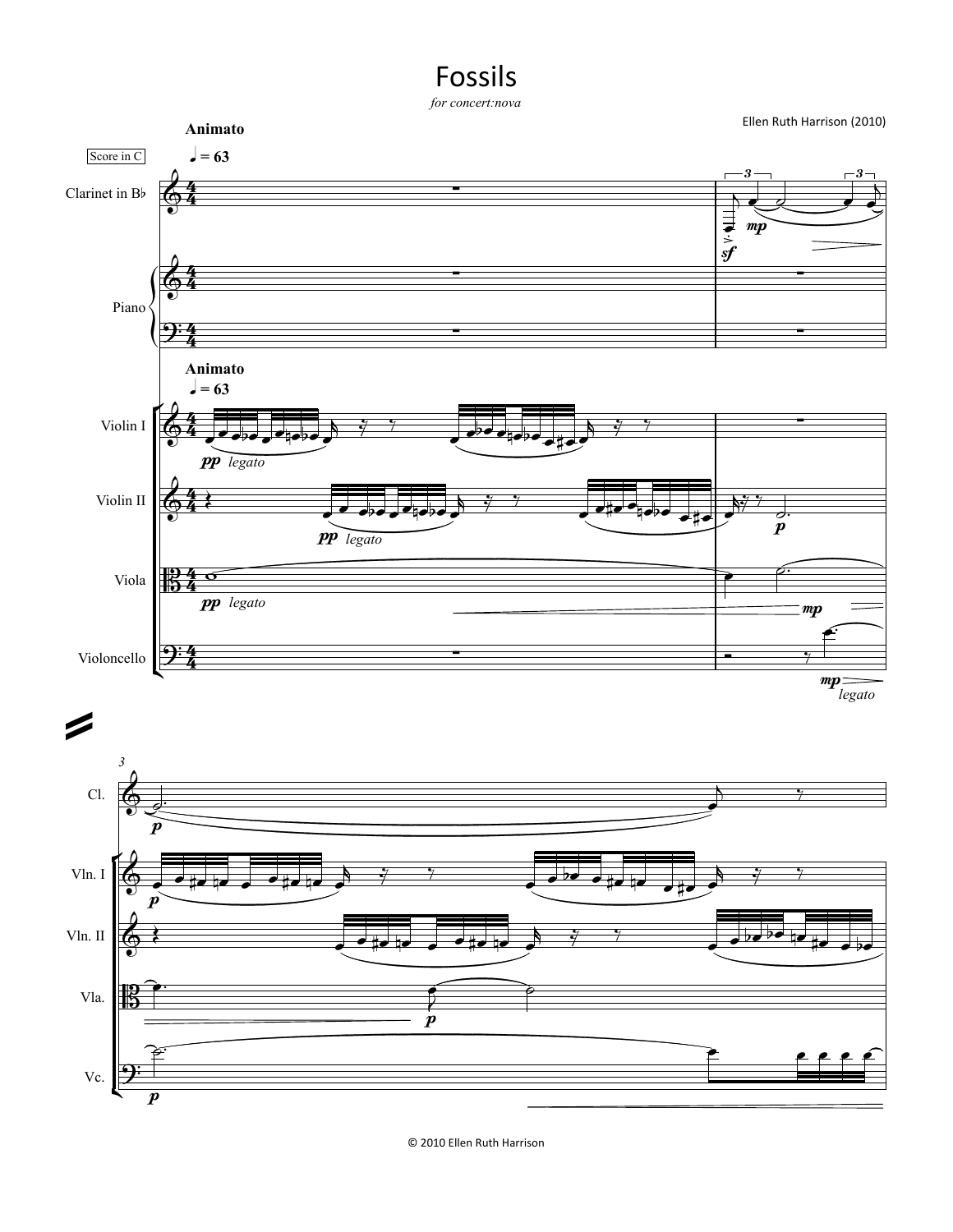# Fossils

*for concert:nova*

Ellen Ruth Harrison (2010)

**Animato**

♩ = 63

Score in C

Clarinet in B♭

Piano

Violin I

Violin II

Viola

Violoncello

*pp legato*

*mp*

*sf*

*p*

*legato*

Cl.

Vln. I

Vln. II

Vla.

Vc.

© 2010 Ellen Ruth Harrison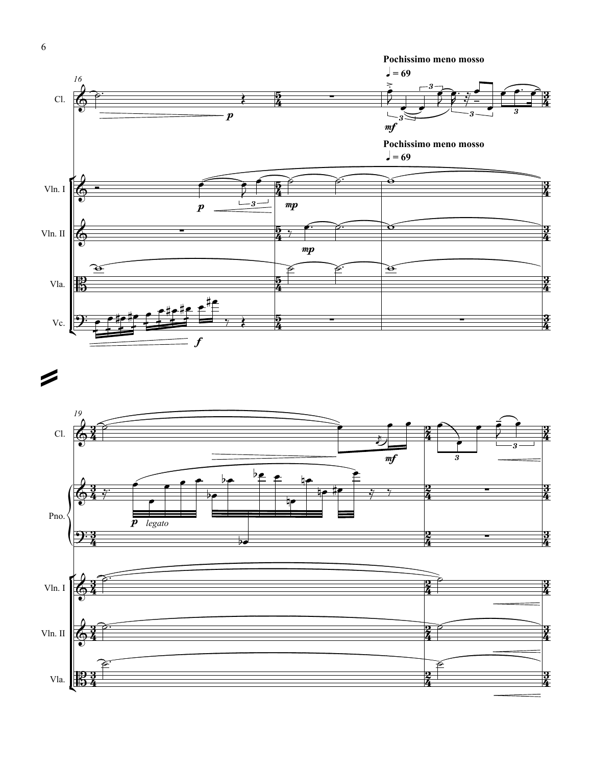**Pochissimo meno mosso**

♩ = 69

**Pochissimo meno mosso**

♩ = 69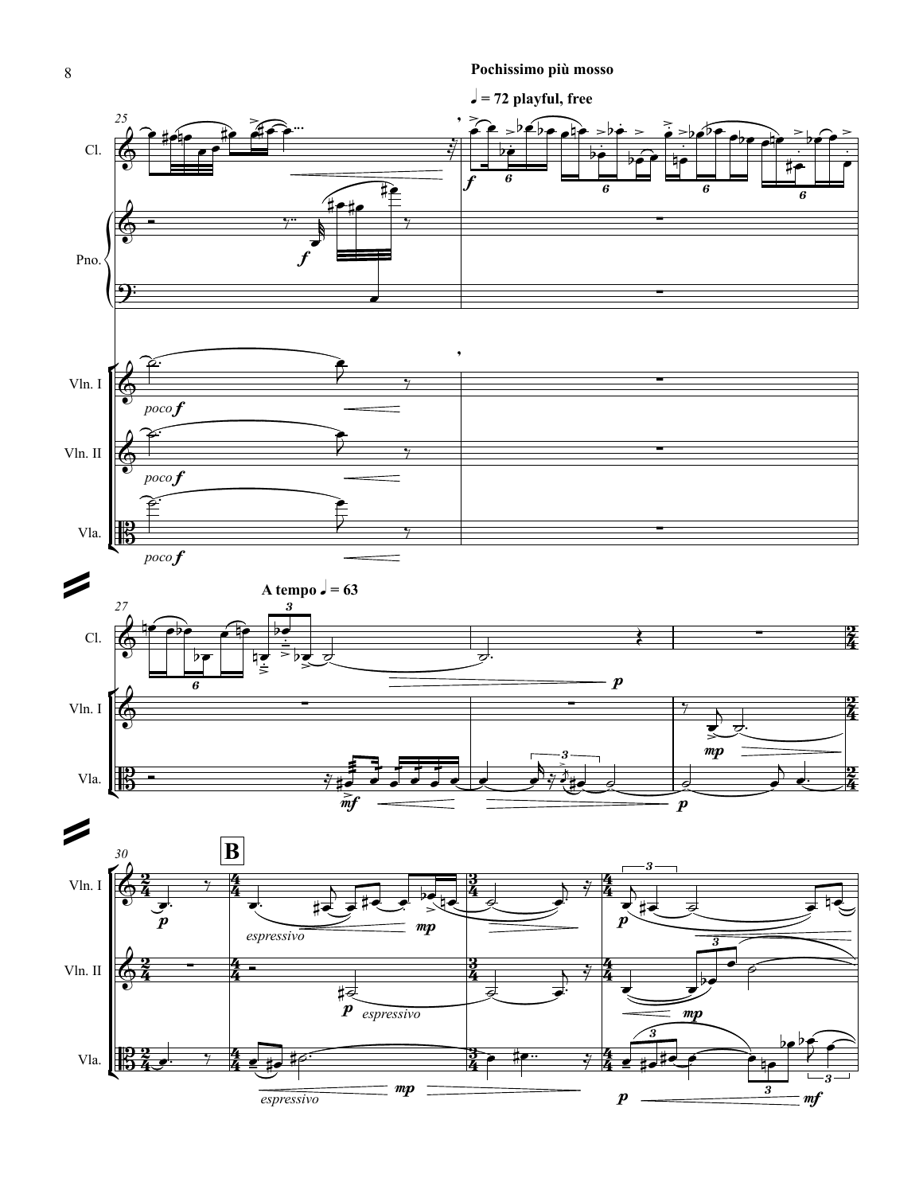**Pochissimo più mosso**

**♩ = 72 playful, free**

**A tempo ♩ = 63**

**B**